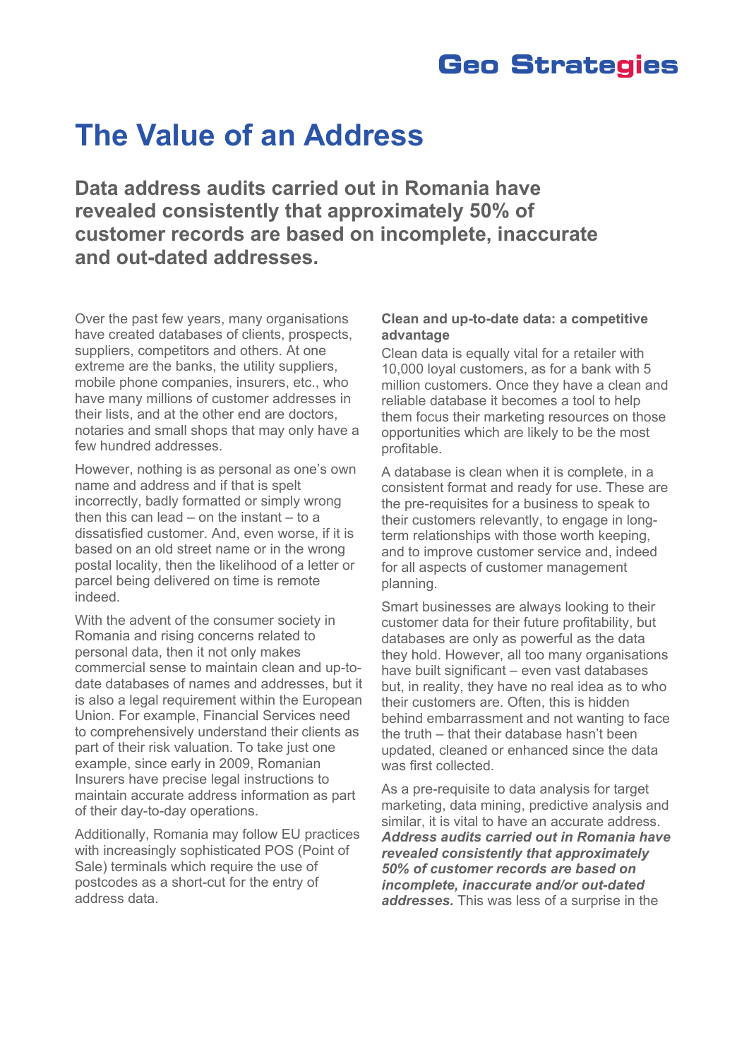# The Value of an Address

## Data address audits carried out in Romania have revealed consistently that approximately 50% of customer records are based on incomplete, inaccurate and out-dated addresses.

Over the past few years, many organisations have created databases of clients, prospects, suppliers, competitors and others. At one extreme are the banks, the utility suppliers, mobile phone companies, insurers, etc., who have many millions of customer addresses in their lists, and at the other end are doctors, notaries and small shops that may only have a few hundred addresses.

However, nothing is as personal as one's own name and address and if that is spelt incorrectly, badly formatted or simply wrong then this can lead – on the instant – to a dissatisfied customer. And, even worse, if it is based on an old street name or in the wrong postal locality, then the likelihood of a letter or parcel being delivered on time is remote indeed.

With the advent of the consumer society in Romania and rising concerns related to personal data, then it not only makes commercial sense to maintain clean and up-to-date databases of names and addresses, but it is also a legal requirement within the European Union. For example, Financial Services need to comprehensively understand their clients as part of their risk valuation. To take just one example, since early in 2009, Romanian Insurers have precise legal instructions to maintain accurate address information as part of their day-to-day operations.

Additionally, Romania may follow EU practices with increasingly sophisticated POS (Point of Sale) terminals which require the use of postcodes as a short-cut for the entry of address data.

**Clean and up-to-date data: a competitive advantage**

Clean data is equally vital for a retailer with 10,000 loyal customers, as for a bank with 5 million customers. Once they have a clean and reliable database it becomes a tool to help them focus their marketing resources on those opportunities which are likely to be the most profitable.

A database is clean when it is complete, in a consistent format and ready for use. These are the pre-requisites for a business to speak to their customers relevantly, to engage in long-term relationships with those worth keeping, and to improve customer service and, indeed for all aspects of customer management planning.

Smart businesses are always looking to their customer data for their future profitability, but databases are only as powerful as the data they hold. However, all too many organisations have built significant – even vast databases but, in reality, they have no real idea as to who their customers are. Often, this is hidden behind embarrassment and not wanting to face the truth – that their database hasn't been updated, cleaned or enhanced since the data was first collected.

As a pre-requisite to data analysis for target marketing, data mining, predictive analysis and similar, it is vital to have an accurate address. ***Address audits carried out in Romania have revealed consistently that approximately 50% of customer records are based on incomplete, inaccurate and/or out-dated addresses.*** This was less of a surprise in the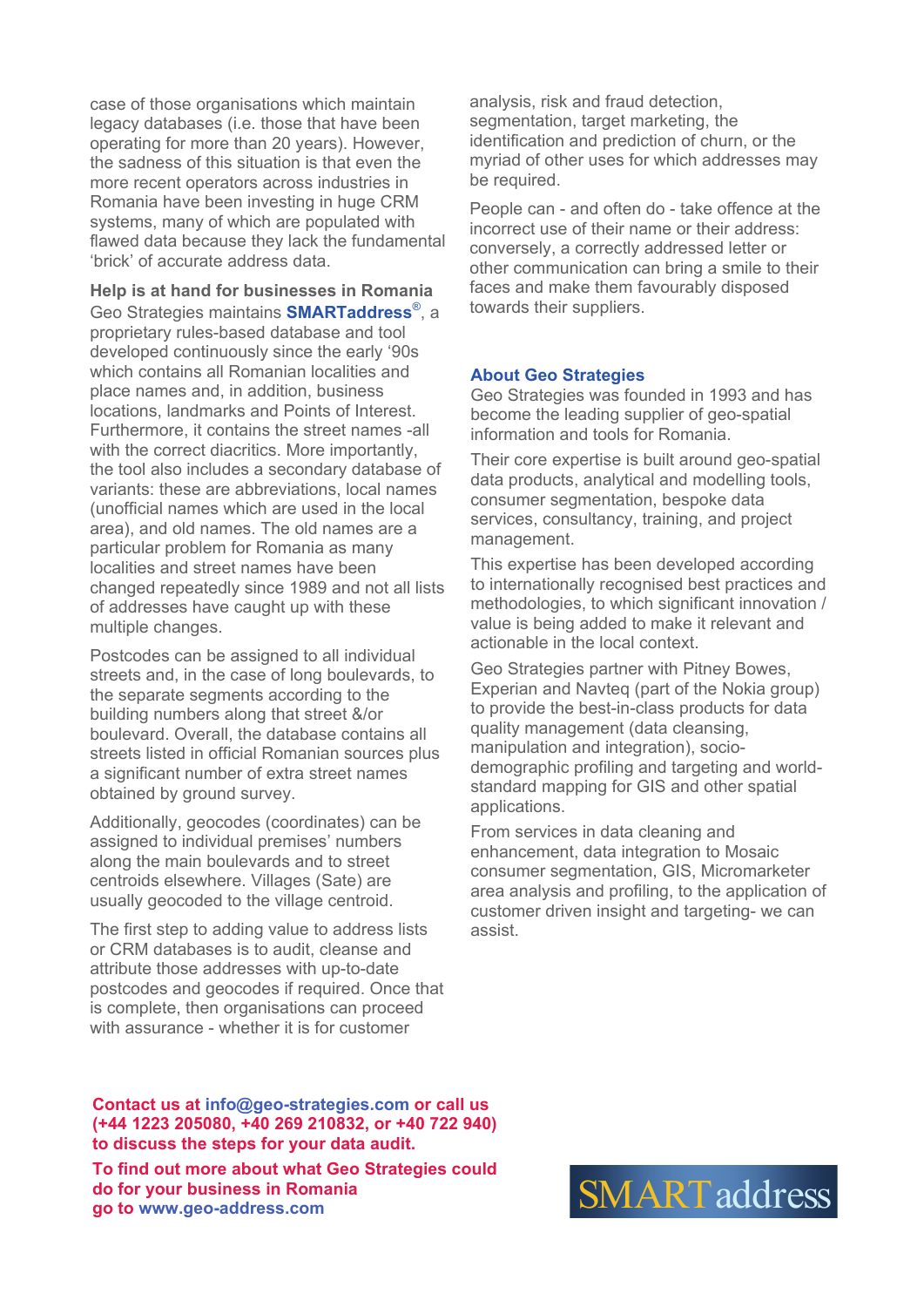case of those organisations which maintain legacy databases (i.e. those that have been operating for more than 20 years). However, the sadness of this situation is that even the more recent operators across industries in Romania have been investing in huge CRM systems, many of which are populated with flawed data because they lack the fundamental 'brick' of accurate address data.

**Help is at hand for businesses in Romania**

Geo Strategies maintains **SMARTaddress®**, a proprietary rules-based database and tool developed continuously since the early '90s which contains all Romanian localities and place names and, in addition, business locations, landmarks and Points of Interest. Furthermore, it contains the street names -all with the correct diacritics. More importantly, the tool also includes a secondary database of variants: these are abbreviations, local names (unofficial names which are used in the local area), and old names. The old names are a particular problem for Romania as many localities and street names have been changed repeatedly since 1989 and not all lists of addresses have caught up with these multiple changes.

Postcodes can be assigned to all individual streets and, in the case of long boulevards, to the separate segments according to the building numbers along that street &/or boulevard. Overall, the database contains all streets listed in official Romanian sources plus a significant number of extra street names obtained by ground survey.

Additionally, geocodes (coordinates) can be assigned to individual premises' numbers along the main boulevards and to street centroids elsewhere. Villages (Sate) are usually geocoded to the village centroid.

The first step to adding value to address lists or CRM databases is to audit, cleanse and attribute those addresses with up-to-date postcodes and geocodes if required. Once that is complete, then organisations can proceed with assurance - whether it is for customer analysis, risk and fraud detection, segmentation, target marketing, the identification and prediction of churn, or the myriad of other uses for which addresses may be required.

People can - and often do - take offence at the incorrect use of their name or their address: conversely, a correctly addressed letter or other communication can bring a smile to their faces and make them favourably disposed towards their suppliers.

## About Geo Strategies

Geo Strategies was founded in 1993 and has become the leading supplier of geo-spatial information and tools for Romania.

Their core expertise is built around geo-spatial data products, analytical and modelling tools, consumer segmentation, bespoke data services, consultancy, training, and project management.

This expertise has been developed according to internationally recognised best practices and methodologies, to which significant innovation / value is being added to make it relevant and actionable in the local context.

Geo Strategies partner with Pitney Bowes, Experian and Navteq (part of the Nokia group) to provide the best-in-class products for data quality management (data cleansing, manipulation and integration), socio-demographic profiling and targeting and world-standard mapping for GIS and other spatial applications.

From services in data cleaning and enhancement, data integration to Mosaic consumer segmentation, GIS, Micromarketer area analysis and profiling, to the application of customer driven insight and targeting- we can assist.

**Contact us at info@geo-strategies.com or call us (+44 1223 205080, +40 269 210832, or +40 722 940) to discuss the steps for your data audit.**

**To find out more about what Geo Strategies could do for your business in Romania go to www.geo-address.com**

SMARTaddress